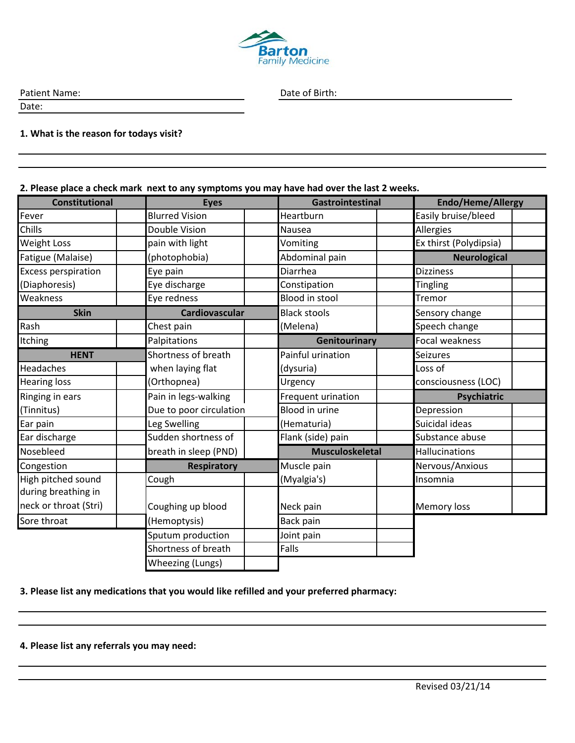**Barton**
*Family Medicine*

Patient Name: ____________________ Date of Birth: ____________________

Date: ____________________

**1. What is the reason for todays visit?**

______________________________________________________________

______________________________________________________________

**2. Please place a check mark next to any symptoms you may have had over the last 2 weeks.**

| Constitutional | | Eyes | | Gastrointestinal | | Endo/Heme/Allergy | |
|---|---|---|---|---|---|---|---|
| Fever | | Blurred Vision | | Heartburn | | Easily bruise/bleed | |
| Chills | | Double Vision | | Nausea | | Allergies | |
| Weight Loss | | pain with light (photophobia) | | Vomiting | | Ex thirst (Polydipsia) | |
| Fatigue (Malaise) | | | | Abdominal pain | | **Neurological** | |
| Excess perspiration (Diaphoresis) | | Eye pain | | Diarrhea | | Dizziness | |
| | | Eye discharge | | Constipation | | Tingling | |
| Weakness | | Eye redness | | Blood in stool | | Tremor | |
| **Skin** | | **Cardiovascular** | | Black stools (Melena) | | Sensory change | |
| Rash | | Chest pain | | | | Speech change | |
| Itching | | Palpitations | | **Genitourinary** | | Focal weakness | |
| **HENT** | | Shortness of breath when laying flat (Orthopnea) | | Painful urination (dysuria) | | Seizures | |
| Headaches | | | | | | Loss of consciousness (LOC) | |
| Hearing loss | | | | Urgency | | | |
| Ringing in ears (Tinnitus) | | Pain in legs-walking Due to poor circulation | | Frequent urination | | **Psychiatric** | |
| | | | | Blood in urine (Hematuria) | | Depression | |
| Ear pain | | Leg Swelling | | | | Suicidal ideas | |
| Ear discharge | | Sudden shortness of breath in sleep (PND) | | Flank (side) pain | | Substance abuse | |
| Nosebleed | | | | **Musculoskeletal** | | Hallucinations | |
| Congestion | | **Respiratory** | | Muscle pain (Myalgia's) | | Nervous/Anxious | |
| High pitched sound during breathing in neck or throat (Stri) | | Cough | | | | Insomnia | |
| | | Coughing up blood (Hemoptysis) | | Neck pain | | Memory loss | |
| Sore throat | | | | Back pain | | | |
| | | Sputum production | | Joint pain | | | |
| | | Shortness of breath | | Falls | | | |
| | | Wheezing (Lungs) | | | | | |

**3. Please list any medications that you would like refilled and your preferred pharmacy:**

______________________________________________________________

______________________________________________________________

**4. Please list any referrals you may need:**

______________________________________________________________

______________________________________________________________

Revised 03/21/14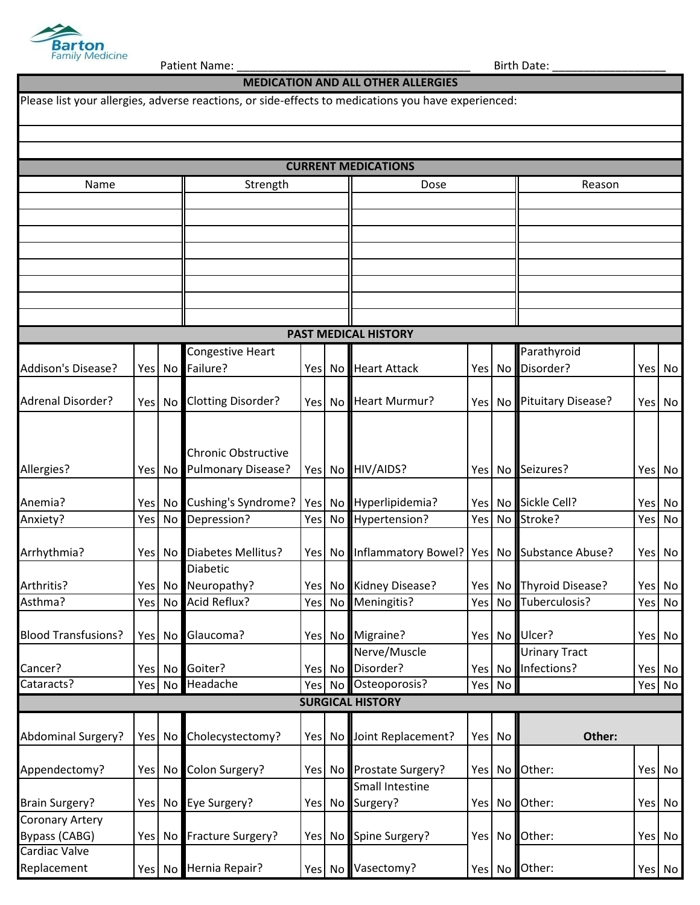Barton Family Medicine

Patient Name: ______________________________________ Birth Date: __________________

## MEDICATION AND ALL OTHER ALLERGIES

Please list your allergies, adverse reactions, or side-effects to medications you have experienced:

______________________________________________________________________

______________________________________________________________________

______________________________________________________________________

## CURRENT MEDICATIONS

| Name | Strength | Dose | Reason |
|---|---|---|---|
| | | | |
| | | | |
| | | | |
| | | | |
| | | | |
| | | | |
| | | | |
| | | | |

## PAST MEDICAL HISTORY

| | | | | | | | | | | | |
|---|---|---|---|---|---|---|---|---|---|---|---|
| Addison's Disease? | Yes | No | Congestive Heart Failure? | Yes | No | Heart Attack | Yes | No | Parathyroid Disorder? | Yes | No |
| Adrenal Disorder? | Yes | No | Clotting Disorder? | Yes | No | Heart Murmur? | Yes | No | Pituitary Disease? | Yes | No |
| Allergies? | Yes | No | Chronic Obstructive Pulmonary Disease? | Yes | No | HIV/AIDS? | Yes | No | Seizures? | Yes | No |
| Anemia? | Yes | No | Cushing's Syndrome? | Yes | No | Hyperlipidemia? | Yes | No | Sickle Cell? | Yes | No |
| Anxiety? | Yes | No | Depression? | Yes | No | Hypertension? | Yes | No | Stroke? | Yes | No |
| Arrhythmia? | Yes | No | Diabetes Mellitus? | Yes | No | Inflammatory Bowel? | Yes | No | Substance Abuse? | Yes | No |
| Arthritis? | Yes | No | Diabetic Neuropathy? | Yes | No | Kidney Disease? | Yes | No | Thyroid Disease? | Yes | No |
| Asthma? | Yes | No | Acid Reflux? | Yes | No | Meningitis? | Yes | No | Tuberculosis? | Yes | No |
| Blood Transfusions? | Yes | No | Glaucoma? | Yes | No | Migraine? | Yes | No | Ulcer? | Yes | No |
| Cancer? | Yes | No | Goiter? | Yes | No | Nerve/Muscle Disorder? | Yes | No | Urinary Tract Infections? | Yes | No |
| Cataracts? | Yes | No | Headache | Yes | No | Osteoporosis? | Yes | No | | Yes | No |

## SURGICAL HISTORY

| | | | | | | | | | | | |
|---|---|---|---|---|---|---|---|---|---|---|---|
| Abdominal Surgery? | Yes | No | Cholecystectomy? | Yes | No | Joint Replacement? | Yes | No | **Other:** | | |
| Appendectomy? | Yes | No | Colon Surgery? | Yes | No | Prostate Surgery? | Yes | No | Other: | Yes | No |
| Brain Surgery? | Yes | No | Eye Surgery? | Yes | No | Small Intestine Surgery? | Yes | No | Other: | Yes | No |
| Coronary Artery Bypass (CABG) | Yes | No | Fracture Surgery? | Yes | No | Spine Surgery? | Yes | No | Other: | Yes | No |
| Cardiac Valve Replacement | Yes | No | Hernia Repair? | Yes | No | Vasectomy? | Yes | No | Other: | Yes | No |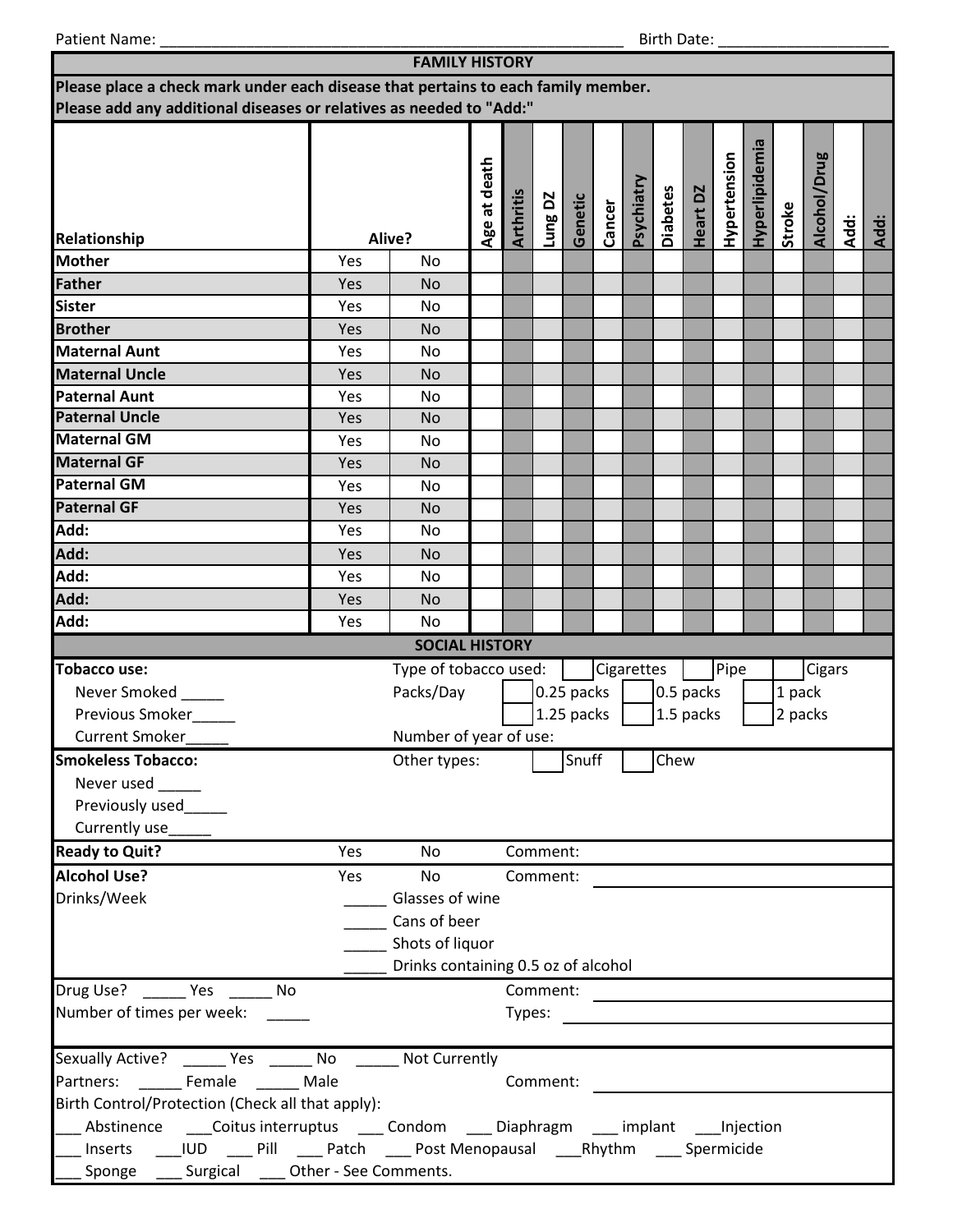Patient Name: ______________________________ Birth Date: ____________________

## FAMILY HISTORY

**Please place a check mark under each disease that pertains to each family member.**
**Please add any additional diseases or relatives as needed to "Add:"**

| Relationship | Alive? | | Age at death | Arthritis | Lung DZ | Genetic | Cancer | Psychiatry | Diabetes | Heart DZ | Hypertension | Hyperlipidemia | Stroke | Alcohol/Drug | Add: | Add: |
|---|---|---|---|---|---|---|---|---|---|---|---|---|---|---|---|---|
| **Mother** | Yes | No | | | | | | | | | | | | | | |
| **Father** | Yes | No | | | | | | | | | | | | | | |
| **Sister** | Yes | No | | | | | | | | | | | | | | |
| **Brother** | Yes | No | | | | | | | | | | | | | | |
| **Maternal Aunt** | Yes | No | | | | | | | | | | | | | | |
| **Maternal Uncle** | Yes | No | | | | | | | | | | | | | | |
| **Paternal Aunt** | Yes | No | | | | | | | | | | | | | | |
| **Paternal Uncle** | Yes | No | | | | | | | | | | | | | | |
| **Maternal GM** | Yes | No | | | | | | | | | | | | | | |
| **Maternal GF** | Yes | No | | | | | | | | | | | | | | |
| **Paternal GM** | Yes | No | | | | | | | | | | | | | | |
| **Paternal GF** | Yes | No | | | | | | | | | | | | | | |
| **Add:** | Yes | No | | | | | | | | | | | | | | |
| **Add:** | Yes | No | | | | | | | | | | | | | | |
| **Add:** | Yes | No | | | | | | | | | | | | | | |
| **Add:** | Yes | No | | | | | | | | | | | | | | |
| **Add:** | Yes | No | | | | | | | | | | | | | | |

## SOCIAL HISTORY

**Tobacco use:**
- Never Smoked _____
- Previous Smoker_____
- Current Smoker_____

Type of tobacco used: ☐ Cigarettes ☐ Pipe ☐ Cigars

Packs/Day ☐ 0.25 packs ☐ 0.5 packs ☐ 1 pack ☐ 1.25 packs ☐ 1.5 packs ☐ 2 packs

Number of year of use:

**Smokeless Tobacco:**
- Never used _____
- Previously used_____
- Currently use_____

Other types: ☐ Snuff ☐ Chew

**Ready to Quit?** Yes No Comment:

**Alcohol Use?** Yes No Comment: ______________________________

Drinks/Week
- _____ Glasses of wine
- _____ Cans of beer
- _____ Shots of liquor
- _____ Drinks containing 0.5 oz of alcohol

Drug Use? _____ Yes _____ No Comment: ______________________________

Number of times per week: _____ Types: ______________________________

Sexually Active? _____ Yes _____ No _____ Not Currently

Partners: _____ Female _____ Male Comment: ______________________________

Birth Control/Protection (Check all that apply):

___ Abstinence ___Coitus interruptus ___ Condom ___ Diaphragm ___ implant ___Injection
___ Inserts ___IUD ___ Pill ___ Patch ___ Post Menopausal ___Rhythm ___ Spermicide
___ Sponge ___ Surgical ___ Other - See Comments.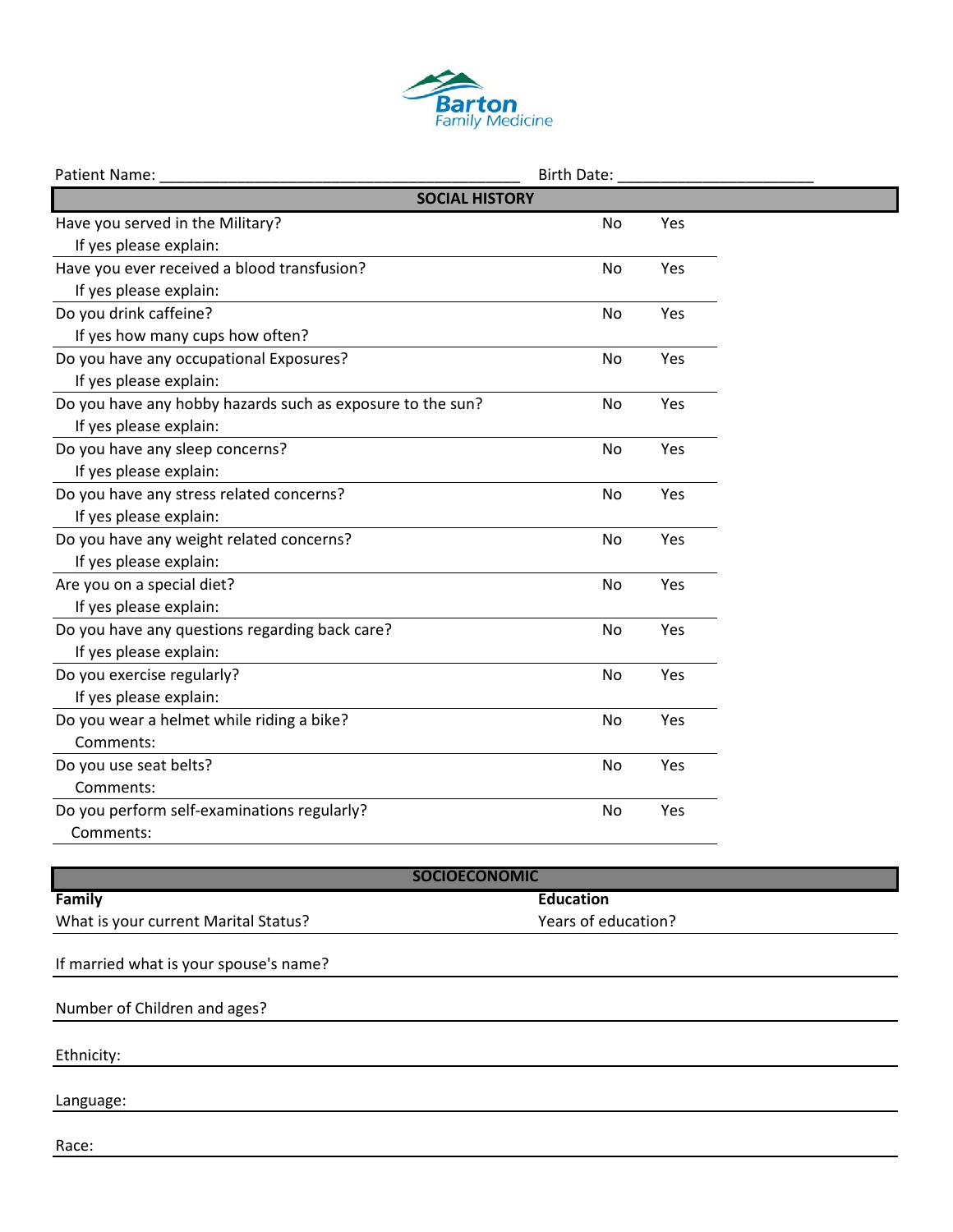Barton Family Medicine

Patient Name: ________________________________________ Birth Date: ______________________

## SOCIAL HISTORY

| | | |
|---|---|---|
| Have you served in the Military? | No | Yes |
| If yes please explain: | | |
| Have you ever received a blood transfusion? | No | Yes |
| If yes please explain: | | |
| Do you drink caffeine? | No | Yes |
| If yes how many cups how often? | | |
| Do you have any occupational Exposures? | No | Yes |
| If yes please explain: | | |
| Do you have any hobby hazards such as exposure to the sun? | No | Yes |
| If yes please explain: | | |
| Do you have any sleep concerns? | No | Yes |
| If yes please explain: | | |
| Do you have any stress related concerns? | No | Yes |
| If yes please explain: | | |
| Do you have any weight related concerns? | No | Yes |
| If yes please explain: | | |
| Are you on a special diet? | No | Yes |
| If yes please explain: | | |
| Do you have any questions regarding back care? | No | Yes |
| If yes please explain: | | |
| Do you exercise regularly? | No | Yes |
| If yes please explain: | | |
| Do you wear a helmet while riding a bike? | No | Yes |
| Comments: | | |
| Do you use seat belts? | No | Yes |
| Comments: | | |
| Do you perform self-examinations regularly? | No | Yes |
| Comments: | | |

## SOCIOECONOMIC

| | |
|---|---|
| **Family** | **Education** |
| What is your current Marital Status? | Years of education? |

If married what is your spouse's name?

Number of Children and ages?

Ethnicity:

Language:

Race: